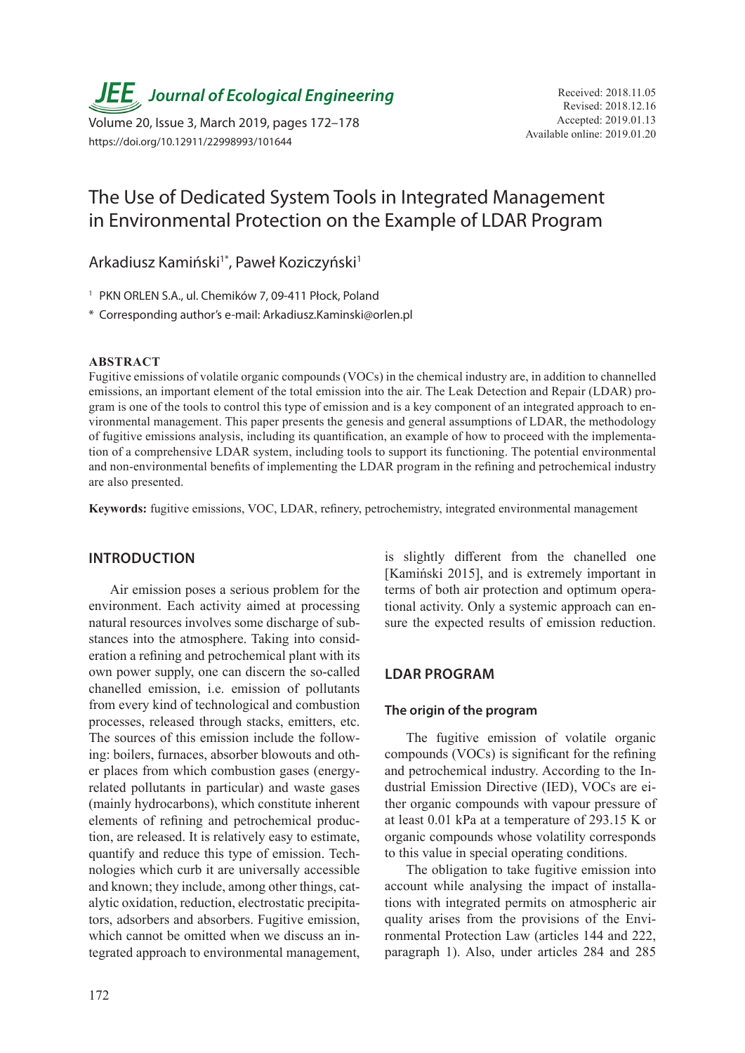JEE Journal of Ecological Engineering

Volume 20, Issue 3, March 2019, pages 172–178
https://doi.org/10.12911/22998993/101644

Received: 2018.11.05
Revised: 2018.12.16
Accepted: 2019.01.13
Available online: 2019.01.20

# The Use of Dedicated System Tools in Integrated Management in Environmental Protection on the Example of LDAR Program

Arkadiusz Kamiński[1*], Paweł Koziczyński[1]

[1] PKN ORLEN S.A., ul. Chemików 7, 09-411 Płock, Poland

* Corresponding author's e-mail: Arkadiusz.Kaminski@orlen.pl

## ABSTRACT

Fugitive emissions of volatile organic compounds (VOCs) in the chemical industry are, in addition to channelled emissions, an important element of the total emission into the air. The Leak Detection and Repair (LDAR) program is one of the tools to control this type of emission and is a key component of an integrated approach to environmental management. This paper presents the genesis and general assumptions of LDAR, the methodology of fugitive emissions analysis, including its quantification, an example of how to proceed with the implementation of a comprehensive LDAR system, including tools to support its functioning. The potential environmental and non-environmental benefits of implementing the LDAR program in the refining and petrochemical industry are also presented.

**Keywords:** fugitive emissions, VOC, LDAR, refinery, petrochemistry, integrated environmental management

## INTRODUCTION

Air emission poses a serious problem for the environment. Each activity aimed at processing natural resources involves some discharge of substances into the atmosphere. Taking into consideration a refining and petrochemical plant with its own power supply, one can discern the so-called chanelled emission, i.e. emission of pollutants from every kind of technological and combustion processes, released through stacks, emitters, etc. The sources of this emission include the following: boilers, furnaces, absorber blowouts and other places from which combustion gases (energy-related pollutants in particular) and waste gases (mainly hydrocarbons), which constitute inherent elements of refining and petrochemical production, are released. It is relatively easy to estimate, quantify and reduce this type of emission. Technologies which curb it are universally accessible and known; they include, among other things, catalytic oxidation, reduction, electrostatic precipitators, adsorbers and absorbers. Fugitive emission, which cannot be omitted when we discuss an integrated approach to environmental management, is slightly different from the chanelled one [Kamiński 2015], and is extremely important in terms of both air protection and optimum operational activity. Only a systemic approach can ensure the expected results of emission reduction.

## LDAR PROGRAM

### The origin of the program

The fugitive emission of volatile organic compounds (VOCs) is significant for the refining and petrochemical industry. According to the Industrial Emission Directive (IED), VOCs are either organic compounds with vapour pressure of at least 0.01 kPa at a temperature of 293.15 K or organic compounds whose volatility corresponds to this value in special operating conditions.

The obligation to take fugitive emission into account while analysing the impact of installations with integrated permits on atmospheric air quality arises from the provisions of the Environmental Protection Law (articles 144 and 222, paragraph 1). Also, under articles 284 and 285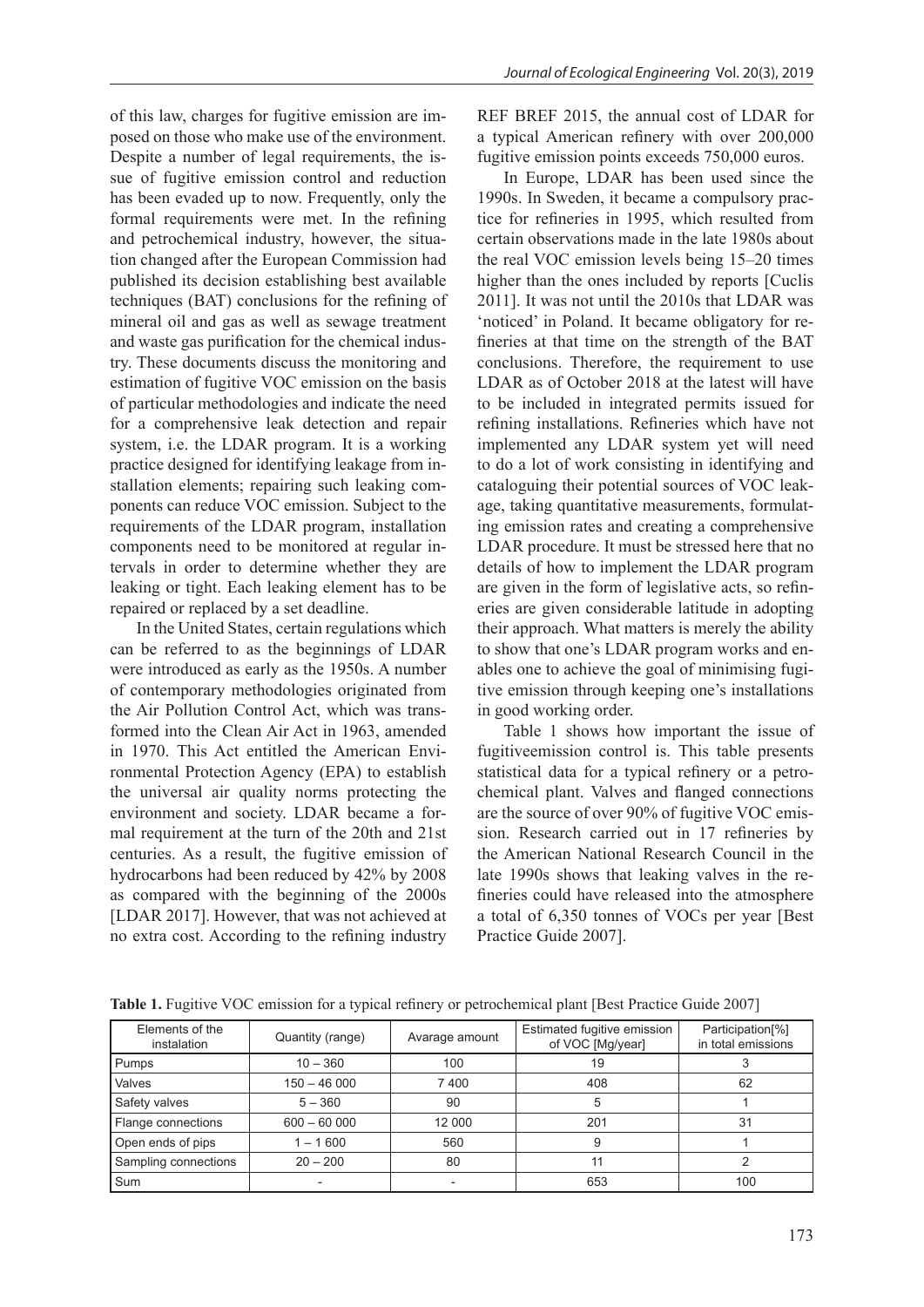of this law, charges for fugitive emission are imposed on those who make use of the environment. Despite a number of legal requirements, the issue of fugitive emission control and reduction has been evaded up to now. Frequently, only the formal requirements were met. In the refining and petrochemical industry, however, the situation changed after the European Commission had published its decision establishing best available techniques (BAT) conclusions for the refining of mineral oil and gas as well as sewage treatment and waste gas purification for the chemical industry. These documents discuss the monitoring and estimation of fugitive VOC emission on the basis of particular methodologies and indicate the need for a comprehensive leak detection and repair system, i.e. the LDAR program. It is a working practice designed for identifying leakage from installation elements; repairing such leaking components can reduce VOC emission. Subject to the requirements of the LDAR program, installation components need to be monitored at regular intervals in order to determine whether they are leaking or tight. Each leaking element has to be repaired or replaced by a set deadline.

In the United States, certain regulations which can be referred to as the beginnings of LDAR were introduced as early as the 1950s. A number of contemporary methodologies originated from the Air Pollution Control Act, which was transformed into the Clean Air Act in 1963, amended in 1970. This Act entitled the American Environmental Protection Agency (EPA) to establish the universal air quality norms protecting the environment and society. LDAR became a formal requirement at the turn of the 20th and 21st centuries. As a result, the fugitive emission of hydrocarbons had been reduced by 42% by 2008 as compared with the beginning of the 2000s [LDAR 2017]. However, that was not achieved at no extra cost. According to the refining industry REF BREF 2015, the annual cost of LDAR for a typical American refinery with over 200,000 fugitive emission points exceeds 750,000 euros.

In Europe, LDAR has been used since the 1990s. In Sweden, it became a compulsory practice for refineries in 1995, which resulted from certain observations made in the late 1980s about the real VOC emission levels being 15–20 times higher than the ones included by reports [Cuclis 2011]. It was not until the 2010s that LDAR was 'noticed' in Poland. It became obligatory for refineries at that time on the strength of the BAT conclusions. Therefore, the requirement to use LDAR as of October 2018 at the latest will have to be included in integrated permits issued for refining installations. Refineries which have not implemented any LDAR system yet will need to do a lot of work consisting in identifying and cataloguing their potential sources of VOC leakage, taking quantitative measurements, formulating emission rates and creating a comprehensive LDAR procedure. It must be stressed here that no details of how to implement the LDAR program are given in the form of legislative acts, so refineries are given considerable latitude in adopting their approach. What matters is merely the ability to show that one's LDAR program works and enables one to achieve the goal of minimising fugitive emission through keeping one's installations in good working order.

Table 1 shows how important the issue of fugitiveemission control is. This table presents statistical data for a typical refinery or a petrochemical plant. Valves and flanged connections are the source of over 90% of fugitive VOC emission. Research carried out in 17 refineries by the American National Research Council in the late 1990s shows that leaking valves in the refineries could have released into the atmosphere a total of 6,350 tonnes of VOCs per year [Best Practice Guide 2007].

**Table 1.** Fugitive VOC emission for a typical refinery or petrochemical plant [Best Practice Guide 2007]

| Elements of the instalation | Quantity (range) | Avarage amount | Estimated fugitive emission of VOC [Mg/year] | Participation[%] in total emissions |
|---|---|---|---|---|
| Pumps | 10 – 360 | 100 | 19 | 3 |
| Valves | 150 – 46 000 | 7 400 | 408 | 62 |
| Safety valves | 5 – 360 | 90 | 5 | 1 |
| Flange connections | 600 – 60 000 | 12 000 | 201 | 31 |
| Open ends of pips | 1 – 1 600 | 560 | 9 | 1 |
| Sampling connections | 20 – 200 | 80 | 11 | 2 |
| Sum | - | - | 653 | 100 |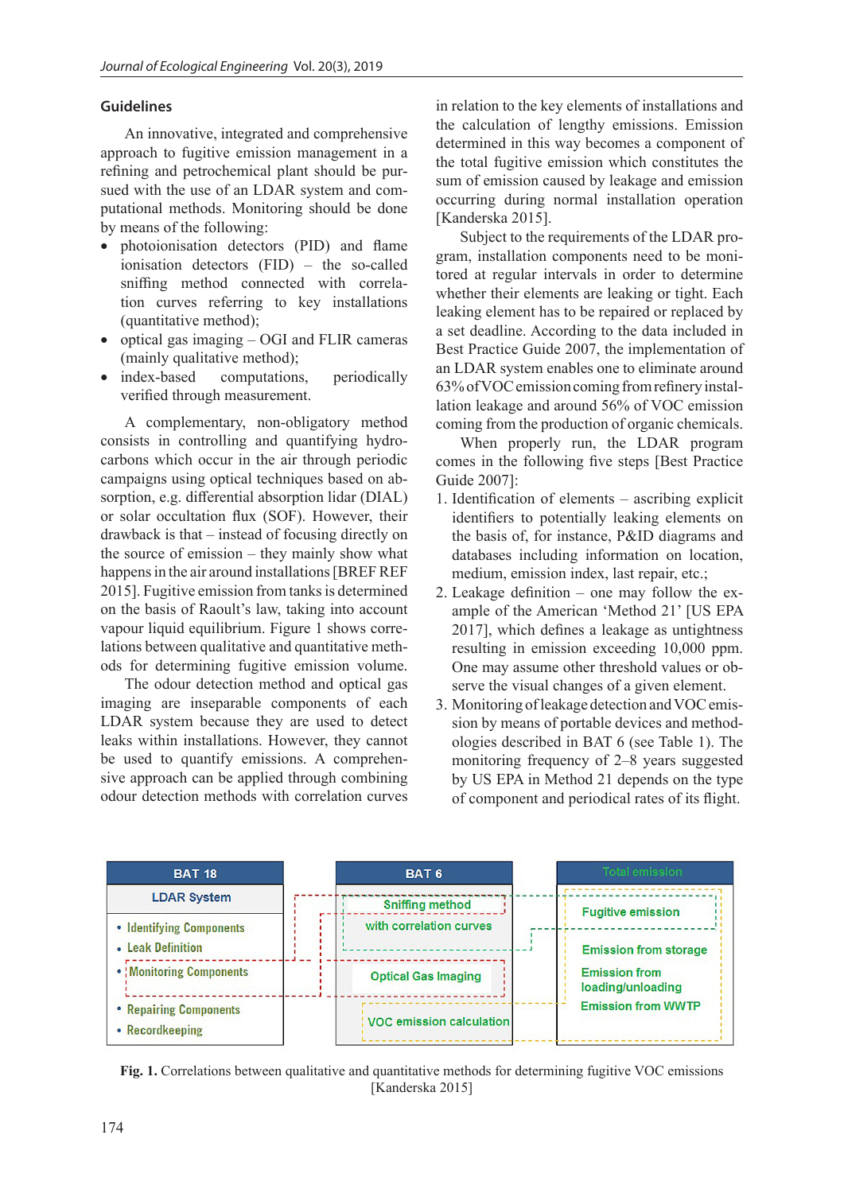## Guidelines

An innovative, integrated and comprehensive approach to fugitive emission management in a refining and petrochemical plant should be pursued with the use of an LDAR system and computational methods. Monitoring should be done by means of the following:

- photoionisation detectors (PID) and flame ionisation detectors (FID) – the so-called sniffing method connected with correlation curves referring to key installations (quantitative method);
- optical gas imaging – OGI and FLIR cameras (mainly qualitative method);
- index-based computations, periodically verified through measurement.

A complementary, non-obligatory method consists in controlling and quantifying hydrocarbons which occur in the air through periodic campaigns using optical techniques based on absorption, e.g. differential absorption lidar (DIAL) or solar occultation flux (SOF). However, their drawback is that – instead of focusing directly on the source of emission – they mainly show what happens in the air around installations [BREF REF 2015]. Fugitive emission from tanks is determined on the basis of Raoult's law, taking into account vapour liquid equilibrium. Figure 1 shows correlations between qualitative and quantitative methods for determining fugitive emission volume.

The odour detection method and optical gas imaging are inseparable components of each LDAR system because they are used to detect leaks within installations. However, they cannot be used to quantify emissions. A comprehensive approach can be applied through combining odour detection methods with correlation curves in relation to the key elements of installations and the calculation of lengthy emissions. Emission determined in this way becomes a component of the total fugitive emission which constitutes the sum of emission caused by leakage and emission occurring during normal installation operation [Kanderska 2015].

Subject to the requirements of the LDAR program, installation components need to be monitored at regular intervals in order to determine whether their elements are leaking or tight. Each leaking element has to be repaired or replaced by a set deadline. According to the data included in Best Practice Guide 2007, the implementation of an LDAR system enables one to eliminate around 63% of VOC emission coming from refinery installation leakage and around 56% of VOC emission coming from the production of organic chemicals.

When properly run, the LDAR program comes in the following five steps [Best Practice Guide 2007]:

1. Identification of elements – ascribing explicit identifiers to potentially leaking elements on the basis of, for instance, P&ID diagrams and databases including information on location, medium, emission index, last repair, etc.;
2. Leakage definition – one may follow the example of the American 'Method 21' [US EPA 2017], which defines a leakage as untightness resulting in emission exceeding 10,000 ppm. One may assume other threshold values or observe the visual changes of a given element.
3. Monitoring of leakage detection and VOC emission by means of portable devices and methodologies described in BAT 6 (see Table 1). The monitoring frequency of 2–8 years suggested by US EPA in Method 21 depends on the type of component and periodical rates of its flight.

**Fig. 1.** Correlations between qualitative and quantitative methods for determining fugitive VOC emissions [Kanderska 2015]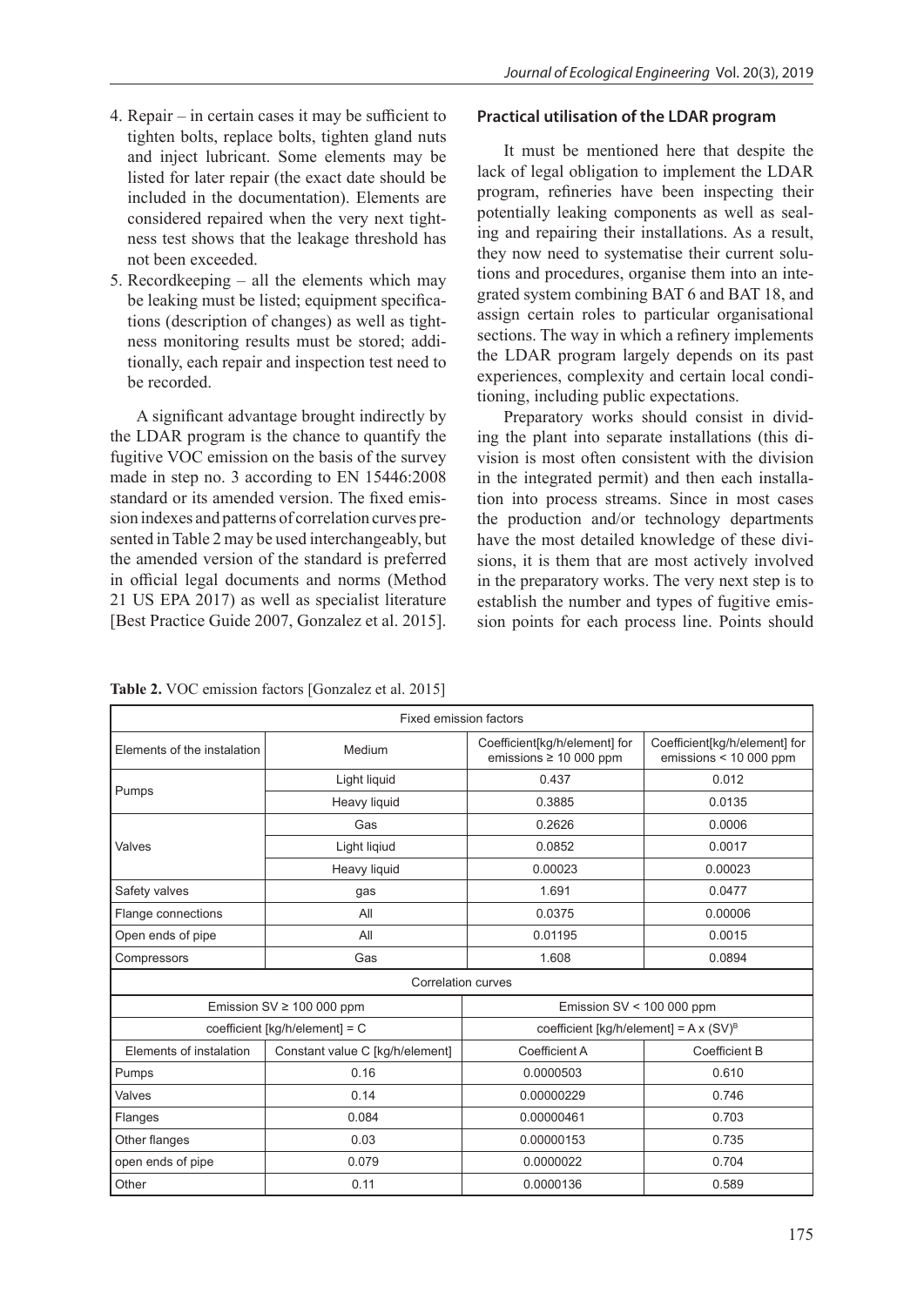4. Repair – in certain cases it may be sufficient to tighten bolts, replace bolts, tighten gland nuts and inject lubricant. Some elements may be listed for later repair (the exact date should be included in the documentation). Elements are considered repaired when the very next tightness test shows that the leakage threshold has not been exceeded.
5. Recordkeeping – all the elements which may be leaking must be listed; equipment specifications (description of changes) as well as tightness monitoring results must be stored; additionally, each repair and inspection test need to be recorded.

A significant advantage brought indirectly by the LDAR program is the chance to quantify the fugitive VOC emission on the basis of the survey made in step no. 3 according to EN 15446:2008 standard or its amended version. The fixed emission indexes and patterns of correlation curves presented in Table 2 may be used interchangeably, but the amended version of the standard is preferred in official legal documents and norms (Method 21 US EPA 2017) as well as specialist literature [Best Practice Guide 2007, Gonzalez et al. 2015].

**Table 2.** VOC emission factors [Gonzalez et al. 2015]

| Fixed emission factors | | | |
|---|---|---|---|
| Elements of the instalation | Medium | Coefficient[kg/h/element] for emissions ≥ 10 000 ppm | Coefficient[kg/h/element] for emissions < 10 000 ppm |
| Pumps | Light liquid | 0.437 | 0.012 |
| | Heavy liquid | 0.3885 | 0.0135 |
| Valves | Gas | 0.2626 | 0.0006 |
| | Light liqiud | 0.0852 | 0.0017 |
| | Heavy liquid | 0.00023 | 0.00023 |
| Safety valves | gas | 1.691 | 0.0477 |
| Flange connections | All | 0.0375 | 0.00006 |
| Open ends of pipe | All | 0.01195 | 0.0015 |
| Compressors | Gas | 1.608 | 0.0894 |
| **Correlation curves** | | | |
| Emission SV ≥ 100 000 ppm | | Emission SV < 100 000 ppm | |
| coefficient [kg/h/element] = C | | coefficient [kg/h/element] = A x $(SV)^B$ | |
| Elements of instalation | Constant value C [kg/h/element] | Coefficient A | Coefficient B |
| Pumps | 0.16 | 0.0000503 | 0.610 |
| Valves | 0.14 | 0.00000229 | 0.746 |
| Flanges | 0.084 | 0.00000461 | 0.703 |
| Other flanges | 0.03 | 0.00000153 | 0.735 |
| open ends of pipe | 0.079 | 0.0000022 | 0.704 |
| Other | 0.11 | 0.0000136 | 0.589 |

## Practical utilisation of the LDAR program

It must be mentioned here that despite the lack of legal obligation to implement the LDAR program, refineries have been inspecting their potentially leaking components as well as sealing and repairing their installations. As a result, they now need to systematise their current solutions and procedures, organise them into an integrated system combining BAT 6 and BAT 18, and assign certain roles to particular organisational sections. The way in which a refinery implements the LDAR program largely depends on its past experiences, complexity and certain local conditioning, including public expectations.

Preparatory works should consist in dividing the plant into separate installations (this division is most often consistent with the division in the integrated permit) and then each installation into process streams. Since in most cases the production and/or technology departments have the most detailed knowledge of these divisions, it is them that are most actively involved in the preparatory works. The very next step is to establish the number and types of fugitive emission points for each process line. Points should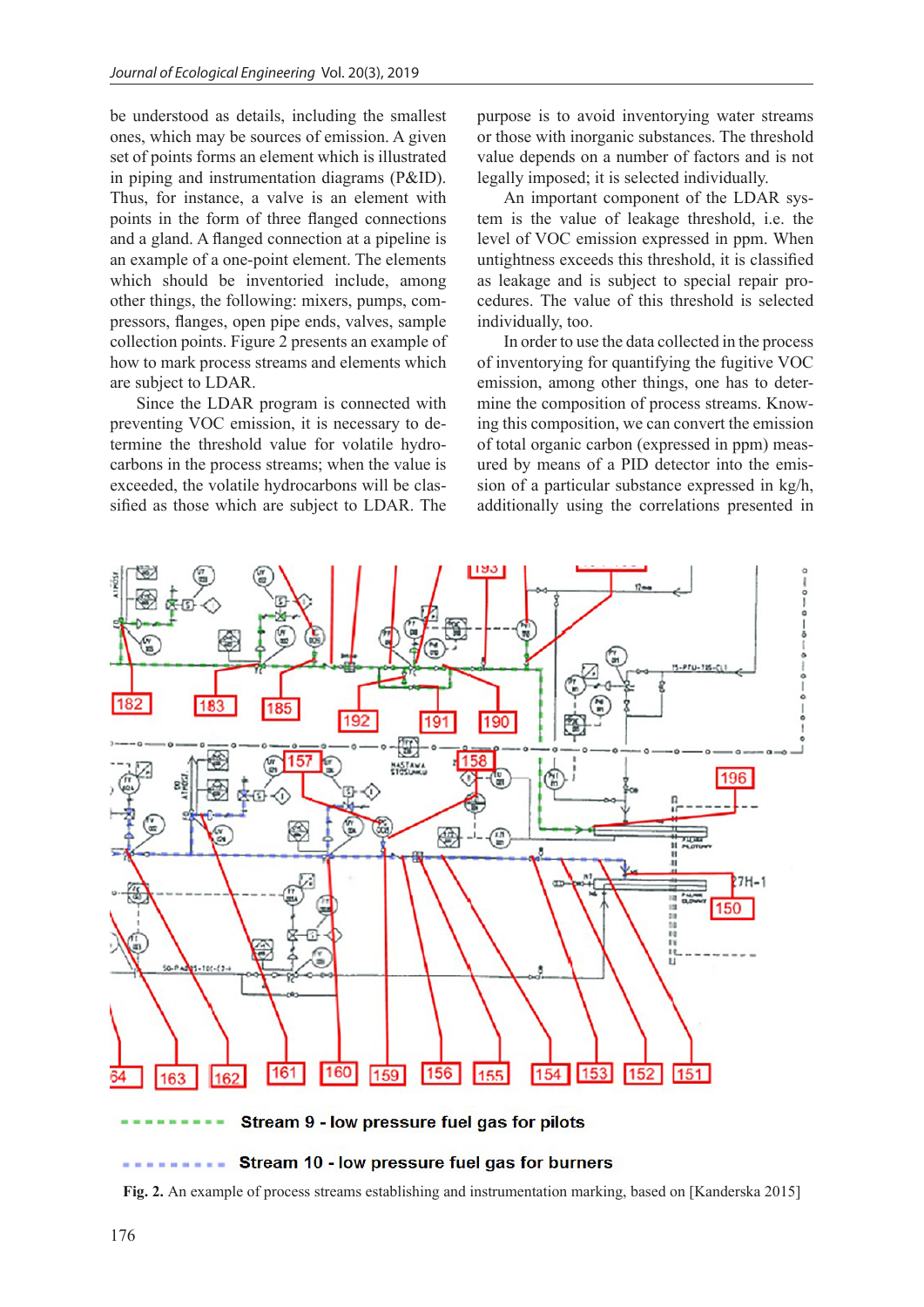be understood as details, including the smallest ones, which may be sources of emission. A given set of points forms an element which is illustrated in piping and instrumentation diagrams (P&ID). Thus, for instance, a valve is an element with points in the form of three flanged connections and a gland. A flanged connection at a pipeline is an example of a one-point element. The elements which should be inventoried include, among other things, the following: mixers, pumps, compressors, flanges, open pipe ends, valves, sample collection points. Figure 2 presents an example of how to mark process streams and elements which are subject to LDAR.

Since the LDAR program is connected with preventing VOC emission, it is necessary to determine the threshold value for volatile hydrocarbons in the process streams; when the value is exceeded, the volatile hydrocarbons will be classified as those which are subject to LDAR. The purpose is to avoid inventorying water streams or those with inorganic substances. The threshold value depends on a number of factors and is not legally imposed; it is selected individually.

An important component of the LDAR system is the value of leakage threshold, i.e. the level of VOC emission expressed in ppm. When untightness exceeds this threshold, it is classified as leakage and is subject to special repair procedures. The value of this threshold is selected individually, too.

In order to use the data collected in the process of inventorying for quantifying the fugitive VOC emission, among other things, one has to determine the composition of process streams. Knowing this composition, we can convert the emission of total organic carbon (expressed in ppm) measured by means of a PID detector into the emission of a particular substance expressed in kg/h, additionally using the correlations presented in

Stream 9 - low pressure fuel gas for pilots

Stream 10 - low pressure fuel gas for burners

**Fig. 2.** An example of process streams establishing and instrumentation marking, based on [Kanderska 2015]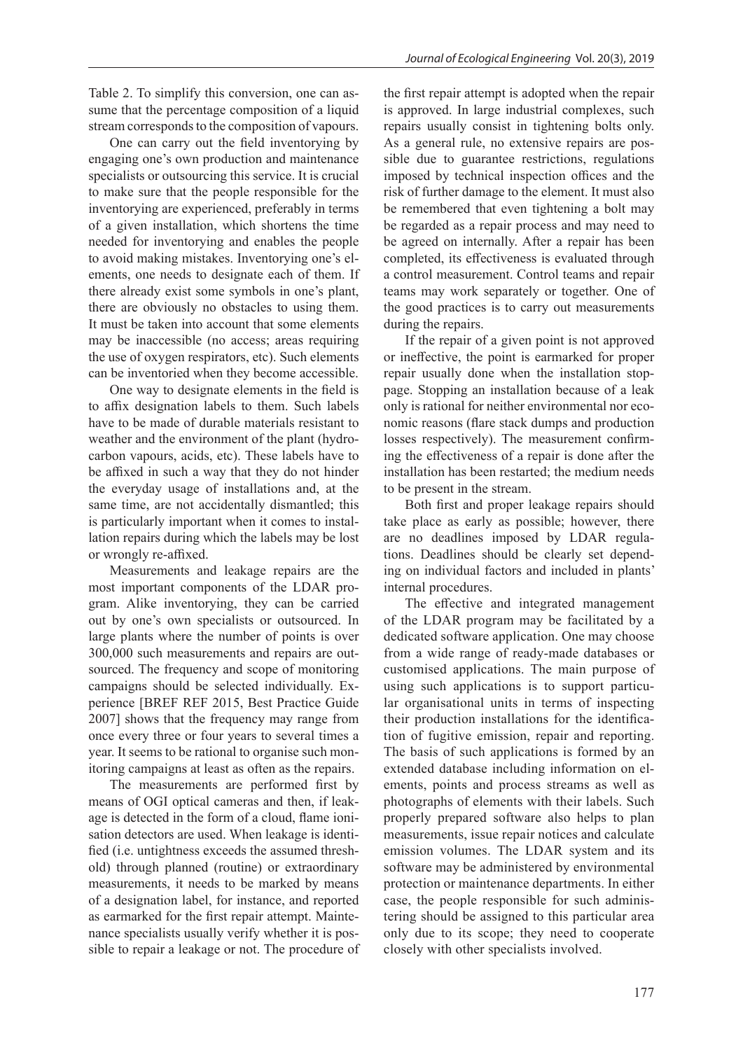Table 2. To simplify this conversion, one can assume that the percentage composition of a liquid stream corresponds to the composition of vapours.

One can carry out the field inventorying by engaging one's own production and maintenance specialists or outsourcing this service. It is crucial to make sure that the people responsible for the inventorying are experienced, preferably in terms of a given installation, which shortens the time needed for inventorying and enables the people to avoid making mistakes. Inventorying one's elements, one needs to designate each of them. If there already exist some symbols in one's plant, there are obviously no obstacles to using them. It must be taken into account that some elements may be inaccessible (no access; areas requiring the use of oxygen respirators, etc). Such elements can be inventoried when they become accessible.

One way to designate elements in the field is to affix designation labels to them. Such labels have to be made of durable materials resistant to weather and the environment of the plant (hydrocarbon vapours, acids, etc). These labels have to be affixed in such a way that they do not hinder the everyday usage of installations and, at the same time, are not accidentally dismantled; this is particularly important when it comes to installation repairs during which the labels may be lost or wrongly re-affixed.

Measurements and leakage repairs are the most important components of the LDAR program. Alike inventorying, they can be carried out by one's own specialists or outsourced. In large plants where the number of points is over 300,000 such measurements and repairs are outsourced. The frequency and scope of monitoring campaigns should be selected individually. Experience [BREF REF 2015, Best Practice Guide 2007] shows that the frequency may range from once every three or four years to several times a year. It seems to be rational to organise such monitoring campaigns at least as often as the repairs.

The measurements are performed first by means of OGI optical cameras and then, if leakage is detected in the form of a cloud, flame ionisation detectors are used. When leakage is identified (i.e. untightness exceeds the assumed threshold) through planned (routine) or extraordinary measurements, it needs to be marked by means of a designation label, for instance, and reported as earmarked for the first repair attempt. Maintenance specialists usually verify whether it is possible to repair a leakage or not. The procedure of the first repair attempt is adopted when the repair is approved. In large industrial complexes, such repairs usually consist in tightening bolts only. As a general rule, no extensive repairs are possible due to guarantee restrictions, regulations imposed by technical inspection offices and the risk of further damage to the element. It must also be remembered that even tightening a bolt may be regarded as a repair process and may need to be agreed on internally. After a repair has been completed, its effectiveness is evaluated through a control measurement. Control teams and repair teams may work separately or together. One of the good practices is to carry out measurements during the repairs.

If the repair of a given point is not approved or ineffective, the point is earmarked for proper repair usually done when the installation stoppage. Stopping an installation because of a leak only is rational for neither environmental nor economic reasons (flare stack dumps and production losses respectively). The measurement confirming the effectiveness of a repair is done after the installation has been restarted; the medium needs to be present in the stream.

Both first and proper leakage repairs should take place as early as possible; however, there are no deadlines imposed by LDAR regulations. Deadlines should be clearly set depending on individual factors and included in plants' internal procedures.

The effective and integrated management of the LDAR program may be facilitated by a dedicated software application. One may choose from a wide range of ready-made databases or customised applications. The main purpose of using such applications is to support particular organisational units in terms of inspecting their production installations for the identification of fugitive emission, repair and reporting. The basis of such applications is formed by an extended database including information on elements, points and process streams as well as photographs of elements with their labels. Such properly prepared software also helps to plan measurements, issue repair notices and calculate emission volumes. The LDAR system and its software may be administered by environmental protection or maintenance departments. In either case, the people responsible for such administering should be assigned to this particular area only due to its scope; they need to cooperate closely with other specialists involved.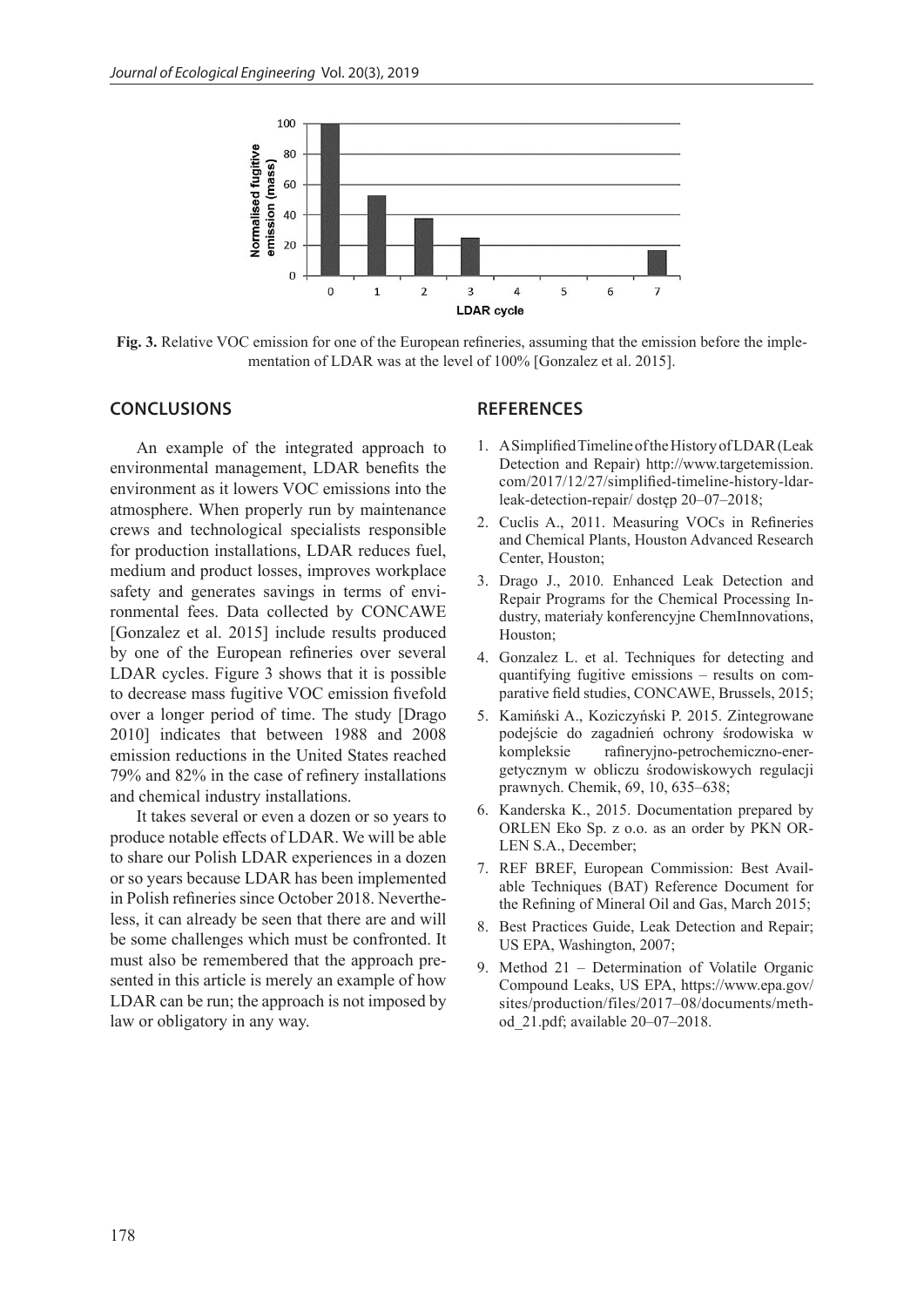100
80
60
40
20
0

Normalised fugitive emission (mass)

0 1 2 3 4 5 6 7

LDAR cycle

**Fig. 3.** Relative VOC emission for one of the European refineries, assuming that the emission before the implementation of LDAR was at the level of 100% [Gonzalez et al. 2015].

## CONCLUSIONS

An example of the integrated approach to environmental management, LDAR benefits the environment as it lowers VOC emissions into the atmosphere. When properly run by maintenance crews and technological specialists responsible for production installations, LDAR reduces fuel, medium and product losses, improves workplace safety and generates savings in terms of environmental fees. Data collected by CONCAWE [Gonzalez et al. 2015] include results produced by one of the European refineries over several LDAR cycles. Figure 3 shows that it is possible to decrease mass fugitive VOC emission fivefold over a longer period of time. The study [Drago 2010] indicates that between 1988 and 2008 emission reductions in the United States reached 79% and 82% in the case of refinery installations and chemical industry installations.

It takes several or even a dozen or so years to produce notable effects of LDAR. We will be able to share our Polish LDAR experiences in a dozen or so years because LDAR has been implemented in Polish refineries since October 2018. Nevertheless, it can already be seen that there are and will be some challenges which must be confronted. It must also be remembered that the approach presented in this article is merely an example of how LDAR can be run; the approach is not imposed by law or obligatory in any way.

## REFERENCES

1. A Simplified Timeline of the History of LDAR (Leak Detection and Repair) http://www.targetemission.com/2017/12/27/simplified-timeline-history-ldar-leak-detection-repair/ dostęp 20–07–2018;
2. Cuclis A., 2011. Measuring VOCs in Refineries and Chemical Plants, Houston Advanced Research Center, Houston;
3. Drago J., 2010. Enhanced Leak Detection and Repair Programs for the Chemical Processing Industry, materiały konferencyjne ChemInnovations, Houston;
4. Gonzalez L. et al. Techniques for detecting and quantifying fugitive emissions – results on comparative field studies, CONCAWE, Brussels, 2015;
5. Kamiński A., Koziczyński P. 2015. Zintegrowane podejście do zagadnień ochrony środowiska w kompleksie rafineryjno-petrochemiczno-energetycznym w obliczu środowiskowych regulacji prawnych. Chemik, 69, 10, 635–638;
6. Kanderska K., 2015. Documentation prepared by ORLEN Eko Sp. z o.o. as an order by PKN ORLEN S.A., December;
7. REF BREF, European Commission: Best Available Techniques (BAT) Reference Document for the Refining of Mineral Oil and Gas, March 2015;
8. Best Practices Guide, Leak Detection and Repair; US EPA, Washington, 2007;
9. Method 21 – Determination of Volatile Organic Compound Leaks, US EPA, https://www.epa.gov/sites/production/files/2017–08/documents/method_21.pdf; available 20–07–2018.